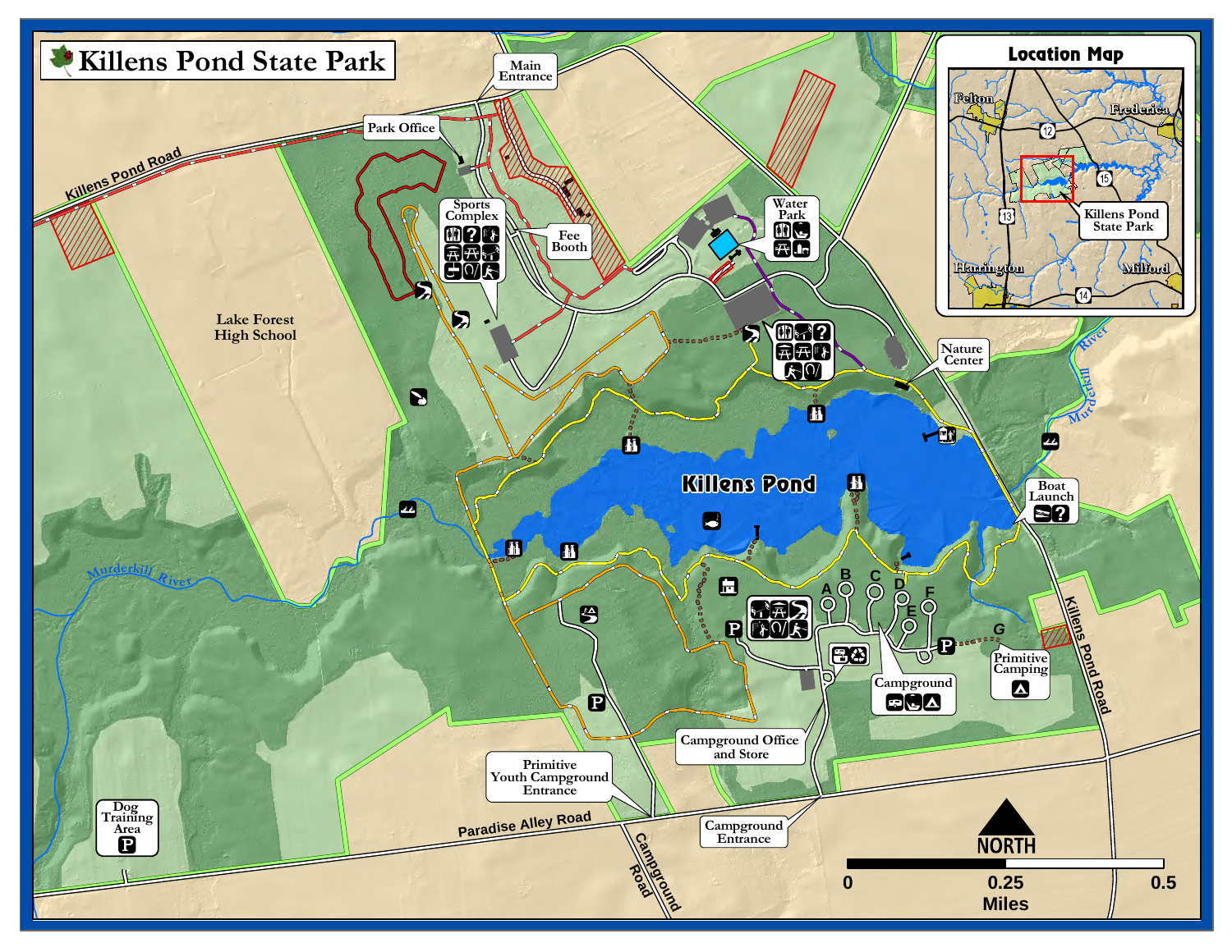# Killens Pond State Park

## Location Map

Felton

Frederica

12

15

13

Killens Pond State Park

Harrington

Milford

14

Main Entrance

Park Office

Killens Pond Road

Sports Complex

Fee Booth

Water Park

Lake Forest High School

Nature Center

Murderkill River

Killens Pond

Boat Launch

Murderkill River

A

B

C

D

E

F

G

Primitive Camping

Campground

Killens Pond Road

Campground Office and Store

Primitive Youth Campground Entrance

Paradise Alley Road

Campground Road

Campground Entrance

Dog Training Area

NORTH

0 0.25 0.5

Miles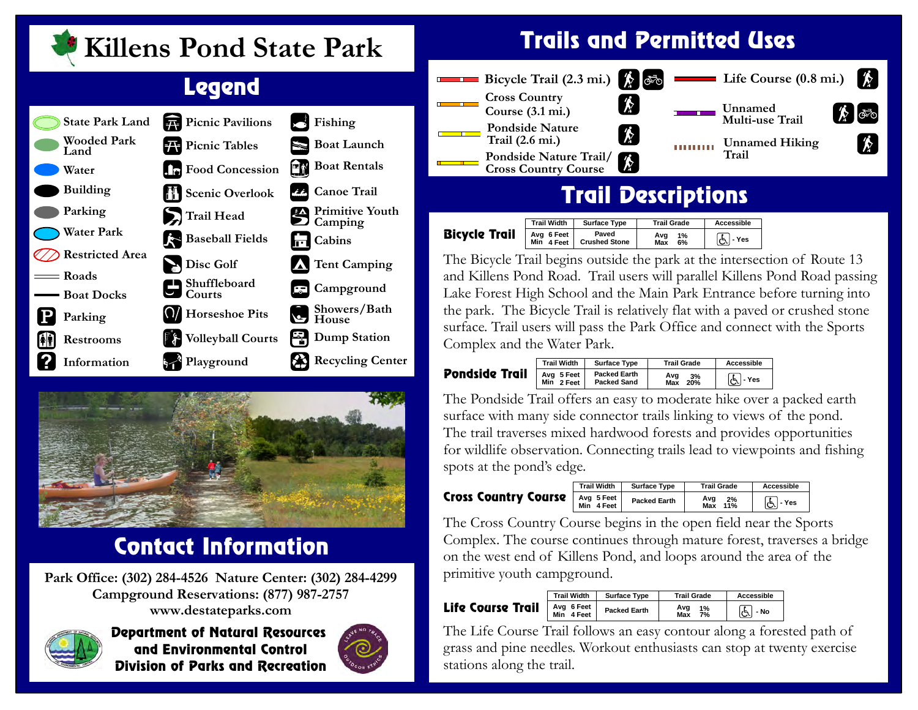# Killens Pond State Park

## Legend

- State Park Land
- Wooded Park Land
- Water
- Building
- Parking
- Water Park
- Restricted Area
- Roads
- Boat Docks
- Parking
- Restrooms
- Information
- Picnic Pavilions
- Picnic Tables
- Food Concession
- Scenic Overlook
- Trail Head
- Baseball Fields
- Disc Golf
- Shuffleboard Courts
- Horseshoe Pits
- Volleyball Courts
- Playground
- Fishing
- Boat Launch
- Boat Rentals
- Canoe Trail
- Primitive Youth Camping
- Cabins
- Tent Camping
- Campground
- Showers/Bath House
- Dump Station
- Recycling Center

## Contact Information

**Park Office: (302) 284-4526 Nature Center: (302) 284-4299**
**Campground Reservations: (877) 987-2757**
**www.destateparks.com**

**Department of Natural Resources and Environmental Control**
**Division of Parks and Recreation**

## Trails and Permitted Uses

- Bicycle Trail (2.3 mi.)
- Cross Country Course (3.1 mi.)
- Pondside Nature Trail (2.6 mi.)
- Pondside Nature Trail/ Cross Country Course
- Life Course (0.8 mi.)
- Unnamed Multi-use Trail
- Unnamed Hiking Trail

## Trail Descriptions

### Bicycle Trail

| Trail Width | Surface Type | Trail Grade | Accessible |
|---|---|---|---|
| Avg 6 Feet<br>Min 4 Feet | Paved<br>Crushed Stone | Avg 1%<br>Max 6% | Yes |

The Bicycle Trail begins outside the park at the intersection of Route 13 and Killens Pond Road. Trail users will parallel Killens Pond Road passing Lake Forest High School and the Main Park Entrance before turning into the park. The Bicycle Trail is relatively flat with a paved or crushed stone surface. Trail users will pass the Park Office and connect with the Sports Complex and the Water Park.

### Pondside Trail

| Trail Width | Surface Type | Trail Grade | Accessible |
|---|---|---|---|
| Avg 5 Feet<br>Min 2 Feet | Packed Earth<br>Packed Sand | Avg 3%<br>Max 20% | Yes |

The Pondside Trail offers an easy to moderate hike over a packed earth surface with many side connector trails linking to views of the pond. The trail traverses mixed hardwood forests and provides opportunities for wildlife observation. Connecting trails lead to viewpoints and fishing spots at the pond's edge.

### Cross Country Course

| Trail Width | Surface Type | Trail Grade | Accessible |
|---|---|---|---|
| Avg 5 Feet<br>Min 4 Feet | Packed Earth | Avg 2%<br>Max 11% | Yes |

The Cross Country Course begins in the open field near the Sports Complex. The course continues through mature forest, traverses a bridge on the west end of Killens Pond, and loops around the area of the primitive youth campground.

### Life Course Trail

| Trail Width | Surface Type | Trail Grade | Accessible |
|---|---|---|---|
| Avg 6 Feet<br>Min 4 Feet | Packed Earth | Avg 1%<br>Max 7% | No |

The Life Course Trail follows an easy contour along a forested path of grass and pine needles. Workout enthusiasts can stop at twenty exercise stations along the trail.